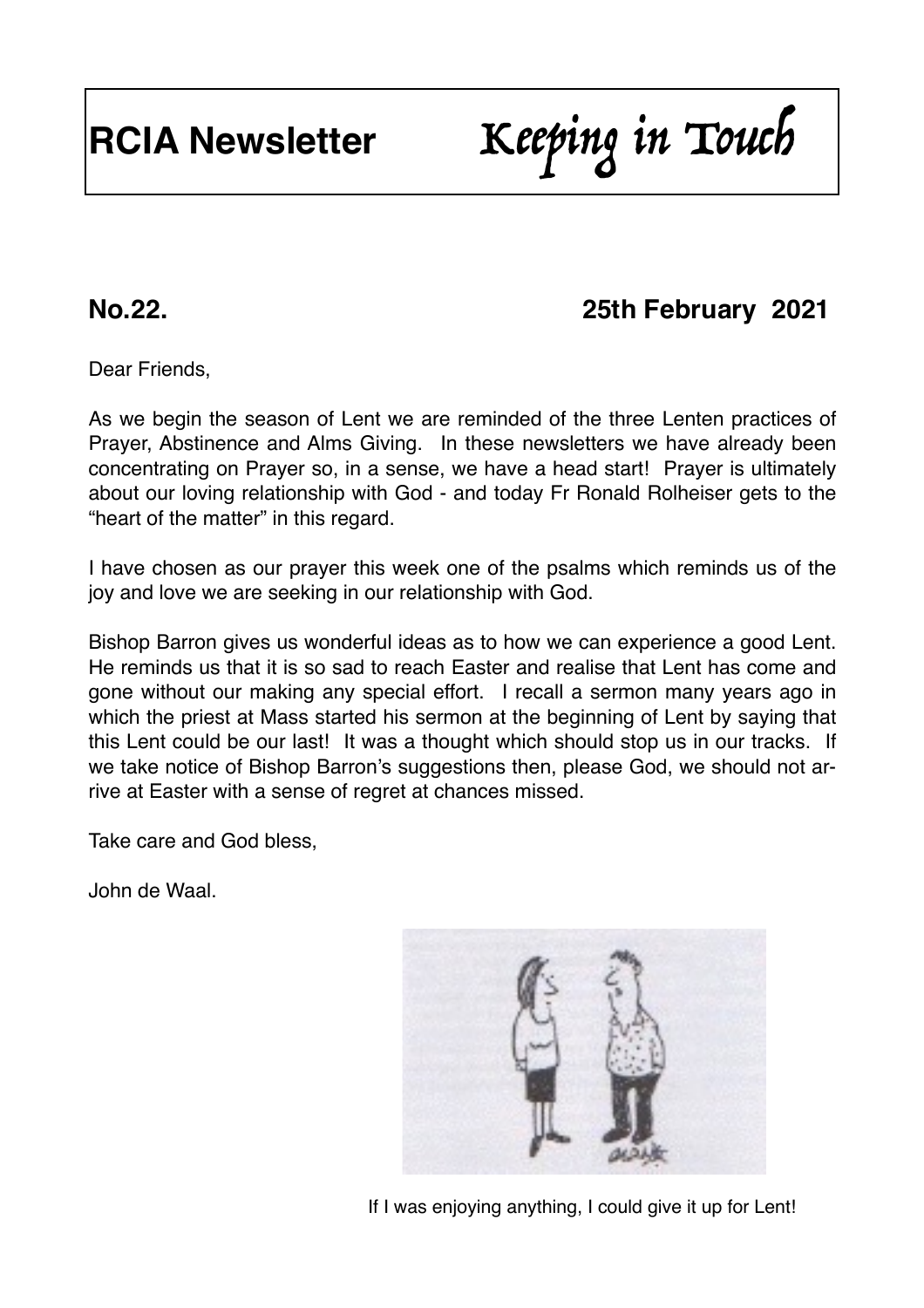# RCIA Newsletter *Keeping in Touch*

## No.22. 25th February 2021

Dear Friends,

As we begin the season of Lent we are reminded of the three Lenten practices of Prayer, Abstinence and Alms Giving. In these newsletters we have already been concentrating on Prayer so, in a sense, we have a head start! Prayer is ultimately about our loving relationship with God - and today Fr Ronald Rolheiser gets to the "heart of the matter" in this regard.

I have chosen as our prayer this week one of the psalms which reminds us of the joy and love we are seeking in our relationship with God.

Bishop Barron gives us wonderful ideas as to how we can experience a good Lent. He reminds us that it is so sad to reach Easter and realise that Lent has come and gone without our making any special effort. I recall a sermon many years ago in which the priest at Mass started his sermon at the beginning of Lent by saying that this Lent could be our last! It was a thought which should stop us in our tracks. If we take notice of Bishop Barron's suggestions then, please God, we should not arrive at Easter with a sense of regret at chances missed.

Take care and God bless,

John de Waal.

If I was enjoying anything, I could give it up for Lent!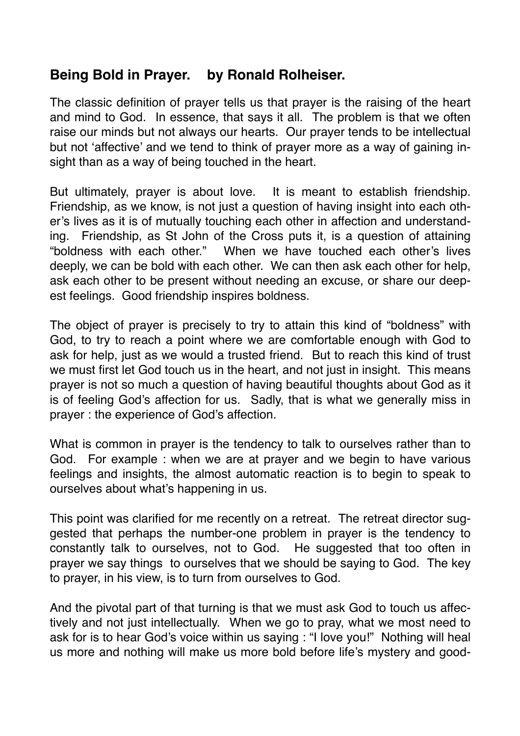## **Being Bold in Prayer. by Ronald Rolheiser.**

The classic definition of prayer tells us that prayer is the raising of the heart and mind to God. In essence, that says it all. The problem is that we often raise our minds but not always our hearts. Our prayer tends to be intellectual but not 'affective' and we tend to think of prayer more as a way of gaining insight than as a way of being touched in the heart.

But ultimately, prayer is about love. It is meant to establish friendship. Friendship, as we know, is not just a question of having insight into each other's lives as it is of mutually touching each other in affection and understanding. Friendship, as St John of the Cross puts it, is a question of attaining "boldness with each other." When we have touched each other's lives deeply, we can be bold with each other. We can then ask each other for help, ask each other to be present without needing an excuse, or share our deepest feelings. Good friendship inspires boldness.

The object of prayer is precisely to try to attain this kind of "boldness" with God, to try to reach a point where we are comfortable enough with God to ask for help, just as we would a trusted friend. But to reach this kind of trust we must first let God touch us in the heart, and not just in insight. This means prayer is not so much a question of having beautiful thoughts about God as it is of feeling God's affection for us. Sadly, that is what we generally miss in prayer : the experience of God's affection.

What is common in prayer is the tendency to talk to ourselves rather than to God. For example : when we are at prayer and we begin to have various feelings and insights, the almost automatic reaction is to begin to speak to ourselves about what's happening in us.

This point was clarified for me recently on a retreat. The retreat director suggested that perhaps the number-one problem in prayer is the tendency to constantly talk to ourselves, not to God. He suggested that too often in prayer we say things to ourselves that we should be saying to God. The key to prayer, in his view, is to turn from ourselves to God.

And the pivotal part of that turning is that we must ask God to touch us affectively and not just intellectually. When we go to pray, what we most need to ask for is to hear God's voice within us saying : "I love you!" Nothing will heal us more and nothing will make us more bold before life's mystery and good-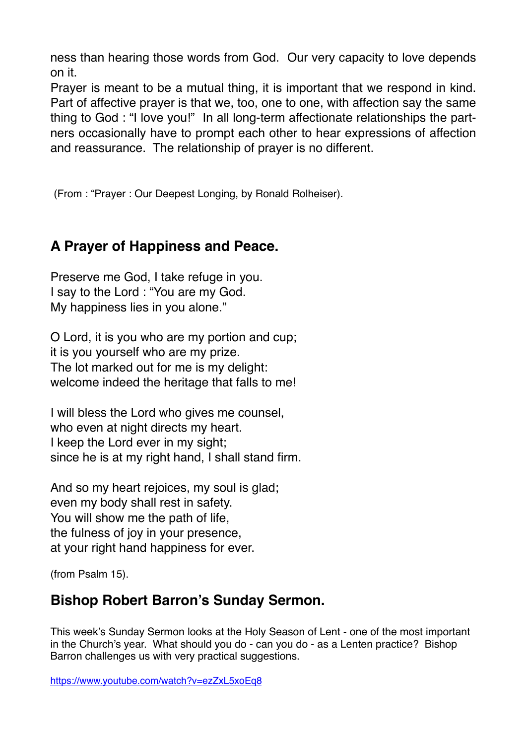ness than hearing those words from God. Our very capacity to love depends on it.
Prayer is meant to be a mutual thing, it is important that we respond in kind. Part of affective prayer is that we, too, one to one, with affection say the same thing to God : "I love you!" In all long-term affectionate relationships the partners occasionally have to prompt each other to hear expressions of affection and reassurance. The relationship of prayer is no different.

(From : "Prayer : Our Deepest Longing, by Ronald Rolheiser).

## A Prayer of Happiness and Peace.

Preserve me God, I take refuge in you.
I say to the Lord : "You are my God.
My happiness lies in you alone."

O Lord, it is you who are my portion and cup;
it is you yourself who are my prize.
The lot marked out for me is my delight:
welcome indeed the heritage that falls to me!

I will bless the Lord who gives me counsel,
who even at night directs my heart.
I keep the Lord ever in my sight;
since he is at my right hand, I shall stand firm.

And so my heart rejoices, my soul is glad;
even my body shall rest in safety.
You will show me the path of life,
the fulness of joy in your presence,
at your right hand happiness for ever.

(from Psalm 15).

## Bishop Robert Barron's Sunday Sermon.

This week's Sunday Sermon looks at the Holy Season of Lent - one of the most important in the Church's year. What should you do - can you do - as a Lentan practice? Bishop Barron challenges us with very practical suggestions.

https://www.youtube.com/watch?v=ezZxL5xoEq8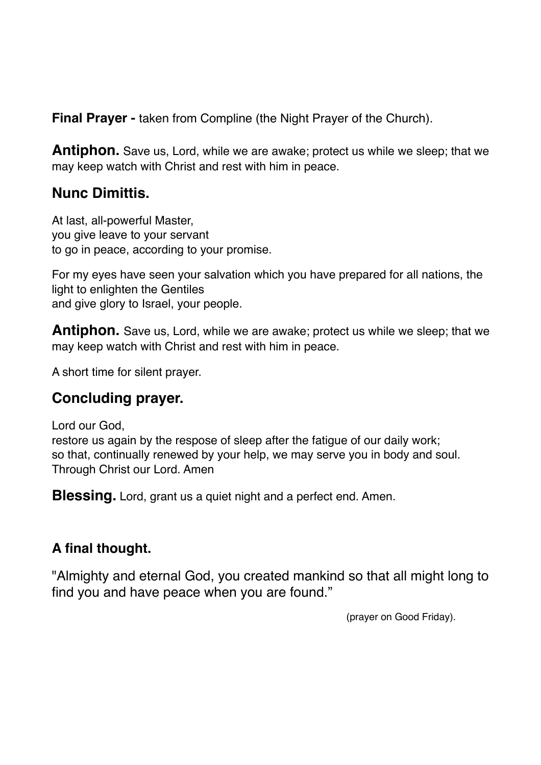**Final Prayer -** taken from Compline (the Night Prayer of the Church).

**Antiphon.** Save us, Lord, while we are awake; protect us while we sleep; that we may keep watch with Christ and rest with him in peace.

## Nunc Dimittis.

At last, all-powerful Master,
you give leave to your servant
to go in peace, according to your promise.

For my eyes have seen your salvation which you have prepared for all nations, the light to enlighten the Gentiles
and give glory to Israel, your people.

**Antiphon.** Save us, Lord, while we are awake; protect us while we sleep; that we may keep watch with Christ and rest with him in peace.

A short time for silent prayer.

## Concluding prayer.

Lord our God,
restore us again by the respose of sleep after the fatigue of our daily work;
so that, continually renewed by your help, we may serve you in body and soul.
Through Christ our Lord. Amen

**Blessing.** Lord, grant us a quiet night and a perfect end. Amen.

### A final thought.

"Almighty and eternal God, you created mankind so that all might long to find you and have peace when you are found."

(prayer on Good Friday).